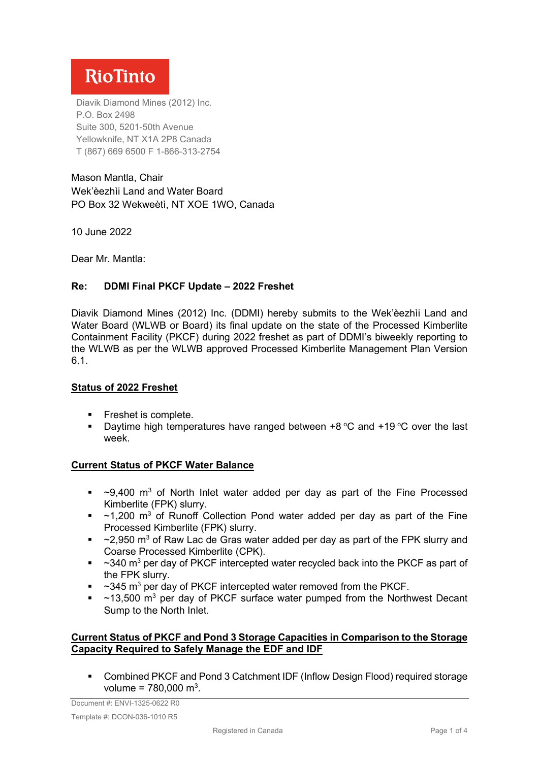**RioTinto**

Diavik Diamond Mines (2012) Inc.
P.O. Box 2498
Suite 300, 5201-50th Avenue
Yellowknife, NT X1A 2P8 Canada
T (867) 669 6500 F 1-866-313-2754

Mason Mantla, Chair
Wek'èezhìi Land and Water Board
PO Box 32 Wekweètì, NT XOE 1WO, Canada

10 June 2022

Dear Mr. Mantla:

**Re: DDMI Final PKCF Update – 2022 Freshet**

Diavik Diamond Mines (2012) Inc. (DDMI) hereby submits to the Wek'èezhìi Land and Water Board (WLWB or Board) its final update on the state of the Processed Kimberlite Containment Facility (PKCF) during 2022 freshet as part of DDMI's biweekly reporting to the WLWB as per the WLWB approved Processed Kimberlite Management Plan Version 6.1.

## Status of 2022 Freshet

- Freshet is complete.
- Daytime high temperatures have ranged between +8 $^{o}$C and +19 $^{o}$C over the last week.

## Current Status of PKCF Water Balance

- ~9,400 m$^3$ of North Inlet water added per day as part of the Fine Processed Kimberlite (FPK) slurry.
- ~1,200 m$^3$ of Runoff Collection Pond water added per day as part of the Fine Processed Kimberlite (FPK) slurry.
- ~2,950 m$^3$ of Raw Lac de Gras water added per day as part of the FPK slurry and Coarse Processed Kimberlite (CPK).
- ~340 m$^3$ per day of PKCF intercepted water recycled back into the PKCF as part of the FPK slurry.
- ~345 m$^3$ per day of PKCF intercepted water removed from the PKCF.
- ~13,500 m$^3$ per day of PKCF surface water pumped from the Northwest Decant Sump to the North Inlet.

## Current Status of PKCF and Pond 3 Storage Capacities in Comparison to the Storage Capacity Required to Safely Manage the EDF and IDF

- Combined PKCF and Pond 3 Catchment IDF (Inflow Design Flood) required storage volume = 780,000 m$^3$.

Document #: ENVI-1325-0622 R0

Template #: DCON-036-1010 R5

Registered in Canada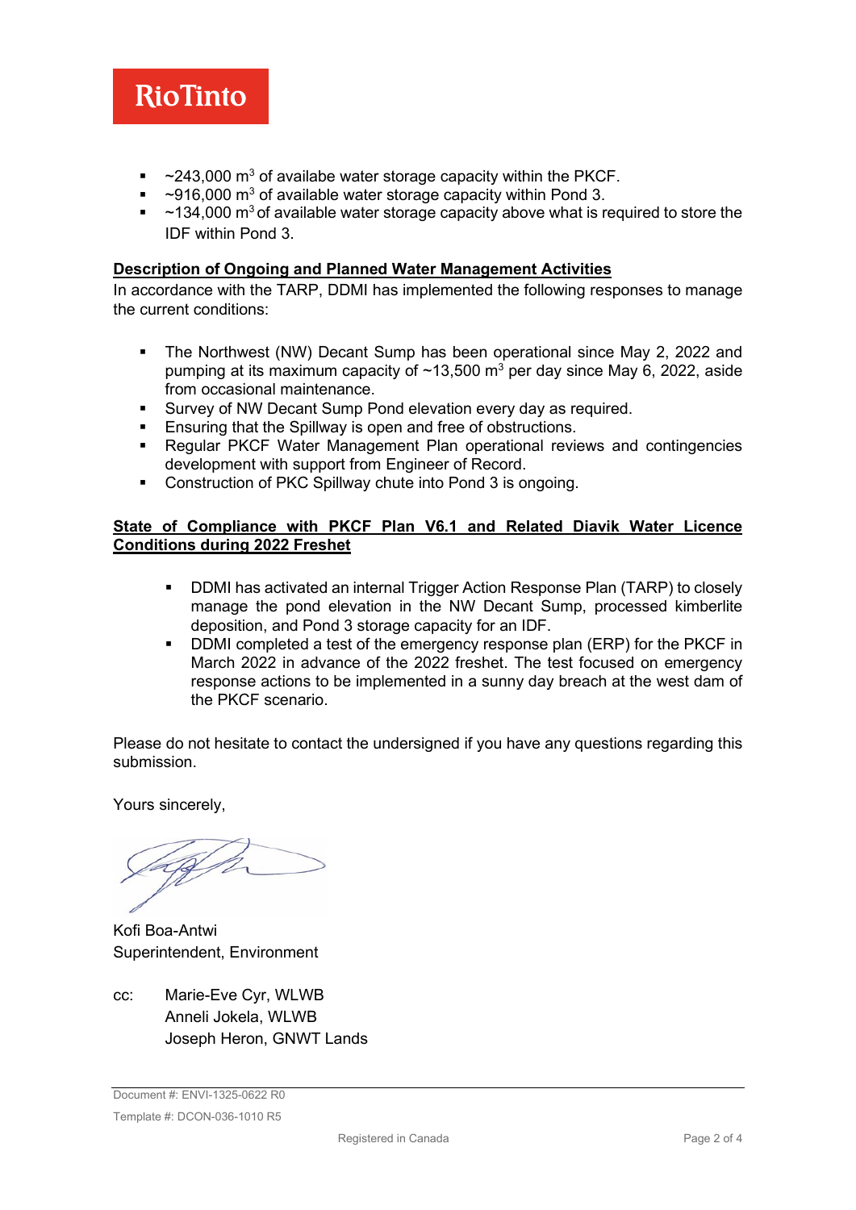- ~243,000 m$^3$ of availabe water storage capacity within the PKCF.
- ~916,000 m$^3$ of available water storage capacity within Pond 3.
- ~134,000 m$^3$ of available water storage capacity above what is required to store the IDF within Pond 3.

**Description of Ongoing and Planned Water Management Activities**

In accordance with the TARP, DDMI has implemented the following responses to manage the current conditions:

- The Northwest (NW) Decant Sump has been operational since May 2, 2022 and pumping at its maximum capacity of ~13,500 m$^3$ per day since May 6, 2022, aside from occasional maintenance.
- Survey of NW Decant Sump Pond elevation every day as required.
- Ensuring that the Spillway is open and free of obstructions.
- Regular PKCF Water Management Plan operational reviews and contingencies development with support from Engineer of Record.
- Construction of PKC Spillway chute into Pond 3 is ongoing.

**State of Compliance with PKCF Plan V6.1 and Related Diavik Water Licence Conditions during 2022 Freshet**

- DDMI has activated an internal Trigger Action Response Plan (TARP) to closely manage the pond elevation in the NW Decant Sump, processed kimberlite deposition, and Pond 3 storage capacity for an IDF.
- DDMI completed a test of the emergency response plan (ERP) for the PKCF in March 2022 in advance of the 2022 freshet. The test focused on emergency response actions to be implemented in a sunny day breach at the west dam of the PKCF scenario.

Please do not hesitate to contact the undersigned if you have any questions regarding this submission.

Yours sincerely,

Kofi Boa-Antwi
Superintendent, Environment

cc: Marie-Eve Cyr, WLWB
Anneli Jokela, WLWB
Joseph Heron, GNWT Lands

Document #: ENVI-1325-0622 R0
Template #: DCON-036-1010 R5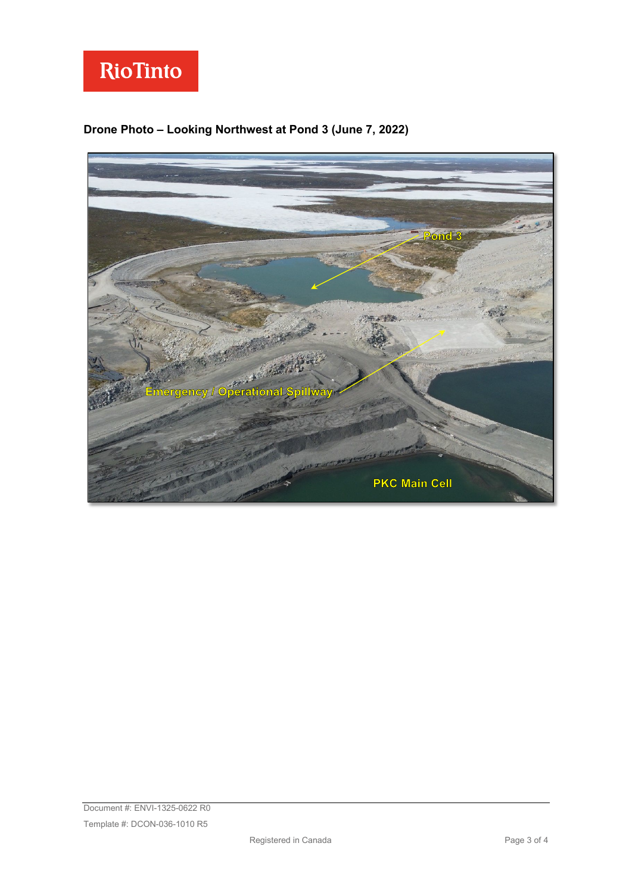**Drone Photo – Looking Northwest at Pond 3 (June 7, 2022)**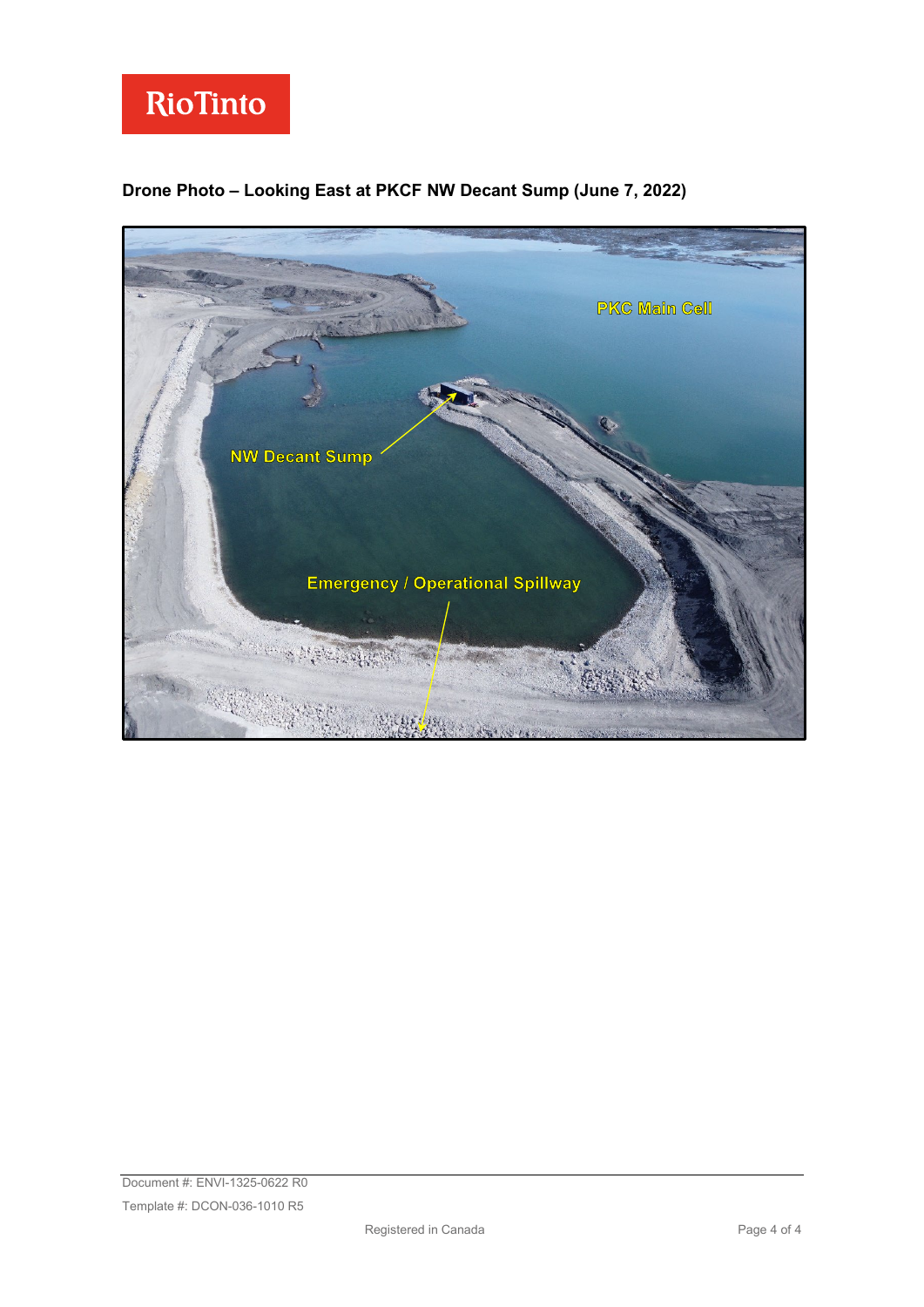**Drone Photo – Looking East at PKCF NW Decant Sump (June 7, 2022)**

PKC Main Cell

NW Decant Sump

Emergency / Operational Spillway